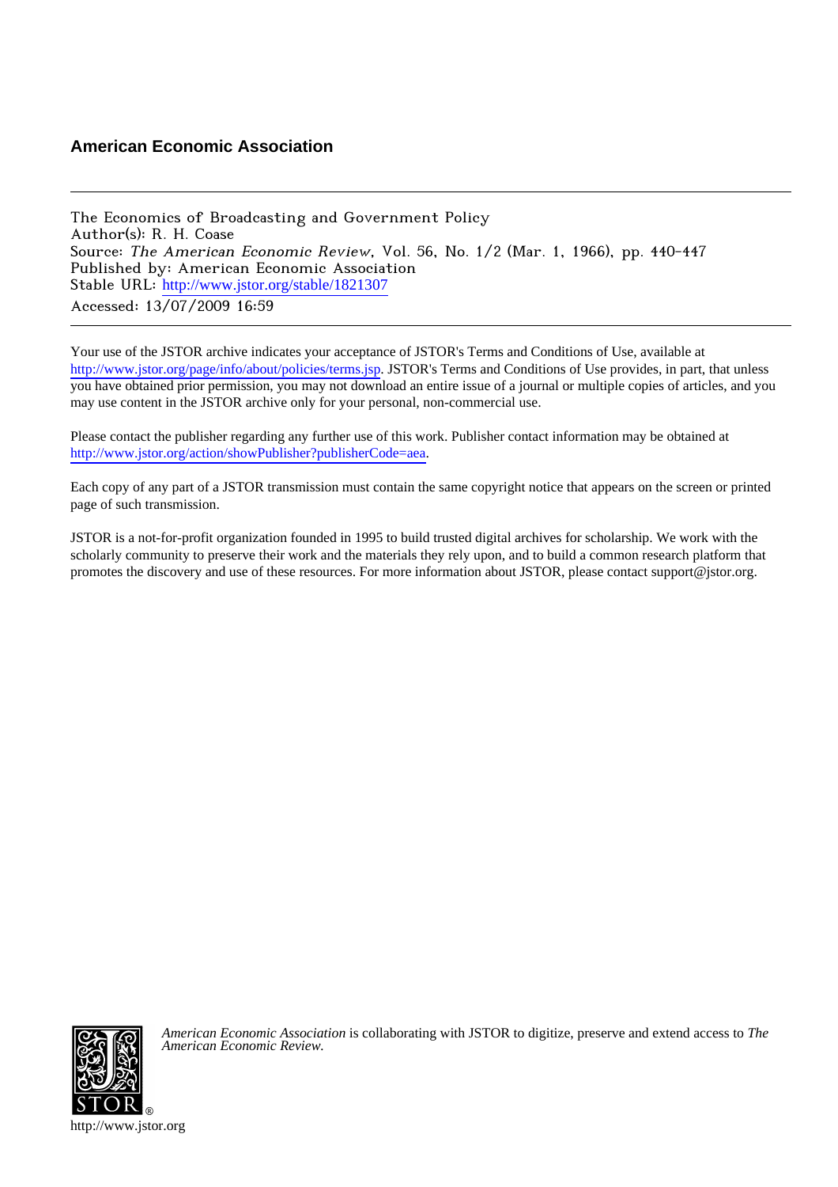**American Economic Association**

---

The Economics of Broadcasting and Government Policy
Author(s): R. H. Coase
Source: *The American Economic Review*, Vol. 56, No. 1/2 (Mar. 1, 1966), pp. 440-447
Published by: American Economic Association
Stable URL: http://www.jstor.org/stable/1821307
Accessed: 13/07/2009 16:59

---

Your use of the JSTOR archive indicates your acceptance of JSTOR's Terms and Conditions of Use, available at http://www.jstor.org/page/info/about/policies/terms.jsp. JSTOR's Terms and Conditions of Use provides, in part, that unless you have obtained prior permission, you may not download an entire issue of a journal or multiple copies of articles, and you may use content in the JSTOR archive only for your personal, non-commercial use.

Please contact the publisher regarding any further use of this work. Publisher contact information may be obtained at http://www.jstor.org/action/showPublisher?publisherCode=aea.

Each copy of any part of a JSTOR transmission must contain the same copyright notice that appears on the screen or printed page of such transmission.

JSTOR is a not-for-profit organization founded in 1995 to build trusted digital archives for scholarship. We work with the scholarly community to preserve their work and the materials they rely upon, and to build a common research platform that promotes the discovery and use of these resources. For more information about JSTOR, please contact support@jstor.org.

*American Economic Association* is collaborating with JSTOR to digitize, preserve and extend access to *The American Economic Review.*

http://www.jstor.org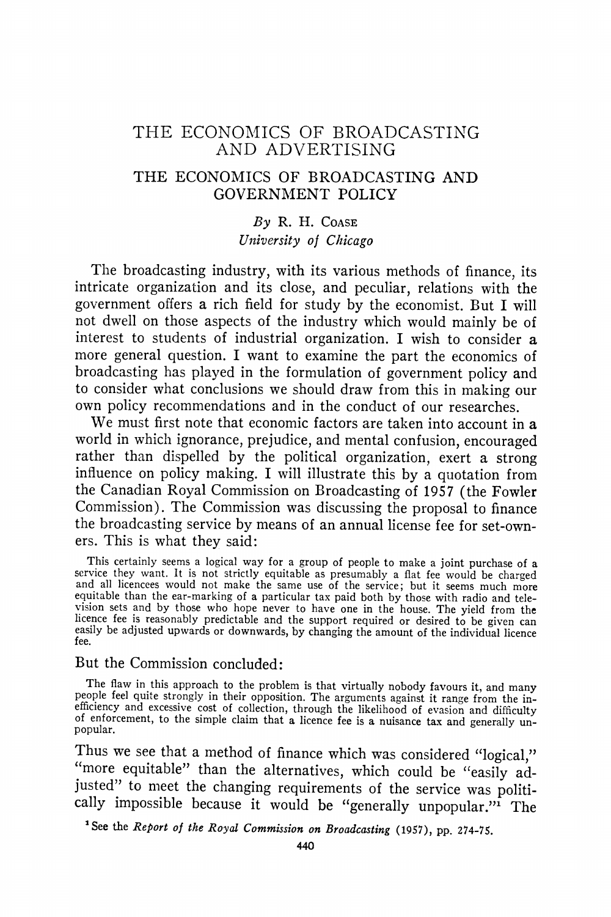# THE ECONOMICS OF BROADCASTING AND ADVERTISING

## THE ECONOMICS OF BROADCASTING AND GOVERNMENT POLICY

*By* R. H. Coase
*University of Chicago*

The broadcasting industry, with its various methods of finance, its intricate organization and its close, and peculiar, relations with the government offers a rich field for study by the economist. But I will not dwell on those aspects of the industry which would mainly be of interest to students of industrial organization. I wish to consider a more general question. I want to examine the part the economics of broadcasting has played in the formulation of government policy and to consider what conclusions we should draw from this in making our own policy recommendations and in the conduct of our researches.

We must first note that economic factors are taken into account in a world in which ignorance, prejudice, and mental confusion, encouraged rather than dispelled by the political organization, exert a strong influence on policy making. I will illustrate this by a quotation from the Canadian Royal Commission on Broadcasting of 1957 (the Fowler Commission). The Commission was discussing the proposal to finance the broadcasting service by means of an annual license fee for set-owners. This is what they said:

> This certainly seems a logical way for a group of people to make a joint purchase of a service they want. It is not strictly equitable as presumably a flat fee would be charged and all licencees would not make the same use of the service; but it seems much more equitable than the ear-marking of a particular tax paid both by those with radio and television sets and by those who hope never to have one in the house. The yield from the licence fee is reasonably predictable and the support required or desired to be given can easily be adjusted upwards or downwards, by changing the amount of the individual licence fee.

But the Commission concluded:

> The flaw in this approach to the problem is that virtually nobody favours it, and many people feel quite strongly in their opposition. The arguments against it range from the inefficiency and excessive cost of collection, through the likelihood of evasion and difficulty of enforcement, to the simple claim that a licence fee is a nuisance tax and generally unpopular.

Thus we see that a method of finance which was considered "logical," "more equitable" than the alternatives, which could be "easily adjusted" to meet the changing requirements of the service was politically impossible because it would be "generally unpopular."[1] The

[1] See the *Report of the Royal Commission on Broadcasting* (1957), pp. 274-75.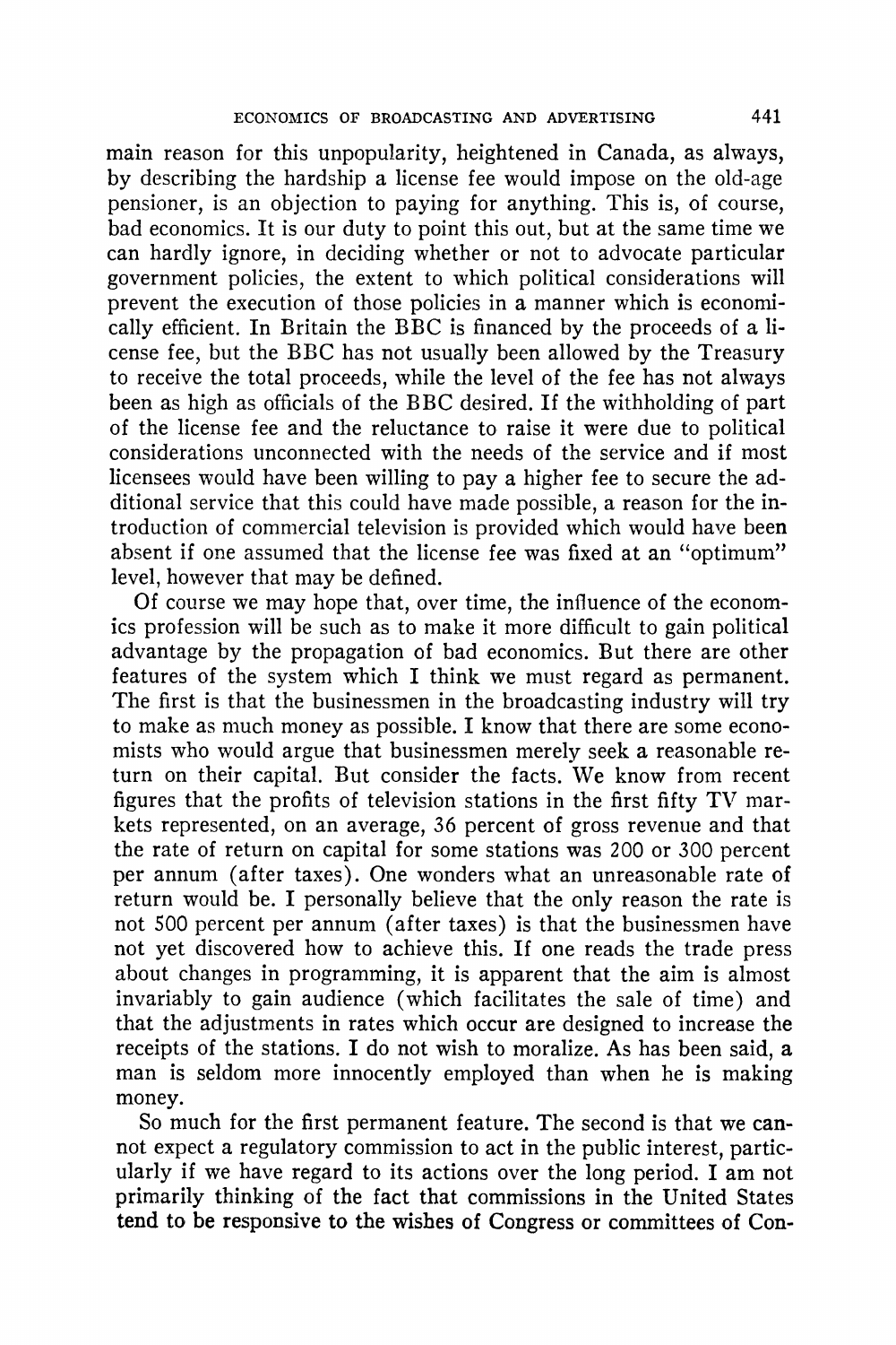main reason for this unpopularity, heightened in Canada, as always, by describing the hardship a license fee would impose on the old-age pensioner, is an objection to paying for anything. This is, of course, bad economics. It is our duty to point this out, but at the same time we can hardly ignore, in deciding whether or not to advocate particular government policies, the extent to which political considerations will prevent the execution of those policies in a manner which is economically efficient. In Britain the BBC is financed by the proceeds of a license fee, but the BBC has not usually been allowed by the Treasury to receive the total proceeds, while the level of the fee has not always been as high as officials of the BBC desired. If the withholding of part of the license fee and the reluctance to raise it were due to political considerations unconnected with the needs of the service and if most licensees would have been willing to pay a higher fee to secure the additional service that this could have made possible, a reason for the introduction of commercial television is provided which would have been absent if one assumed that the license fee was fixed at an "optimum" level, however that may be defined.

Of course we may hope that, over time, the influence of the economics profession will be such as to make it more difficult to gain political advantage by the propagation of bad economics. But there are other features of the system which I think we must regard as permanent. The first is that the businessmen in the broadcasting industry will try to make as much money as possible. I know that there are some economists who would argue that businessmen merely seek a reasonable return on their capital. But consider the facts. We know from recent figures that the profits of television stations in the first fifty TV markets represented, on an average, 36 percent of gross revenue and that the rate of return on capital for some stations was 200 or 300 percent per annum (after taxes). One wonders what an unreasonable rate of return would be. I personally believe that the only reason the rate is not 500 percent per annum (after taxes) is that the businessmen have not yet discovered how to achieve this. If one reads the trade press about changes in programming, it is apparent that the aim is almost invariably to gain audience (which facilitates the sale of time) and that the adjustments in rates which occur are designed to increase the receipts of the stations. I do not wish to moralize. As has been said, a man is seldom more innocently employed than when he is making money.

So much for the first permanent feature. The second is that we cannot expect a regulatory commission to act in the public interest, particularly if we have regard to its actions over the long period. I am not primarily thinking of the fact that commissions in the United States tend to be responsive to the wishes of Congress or committees of Con-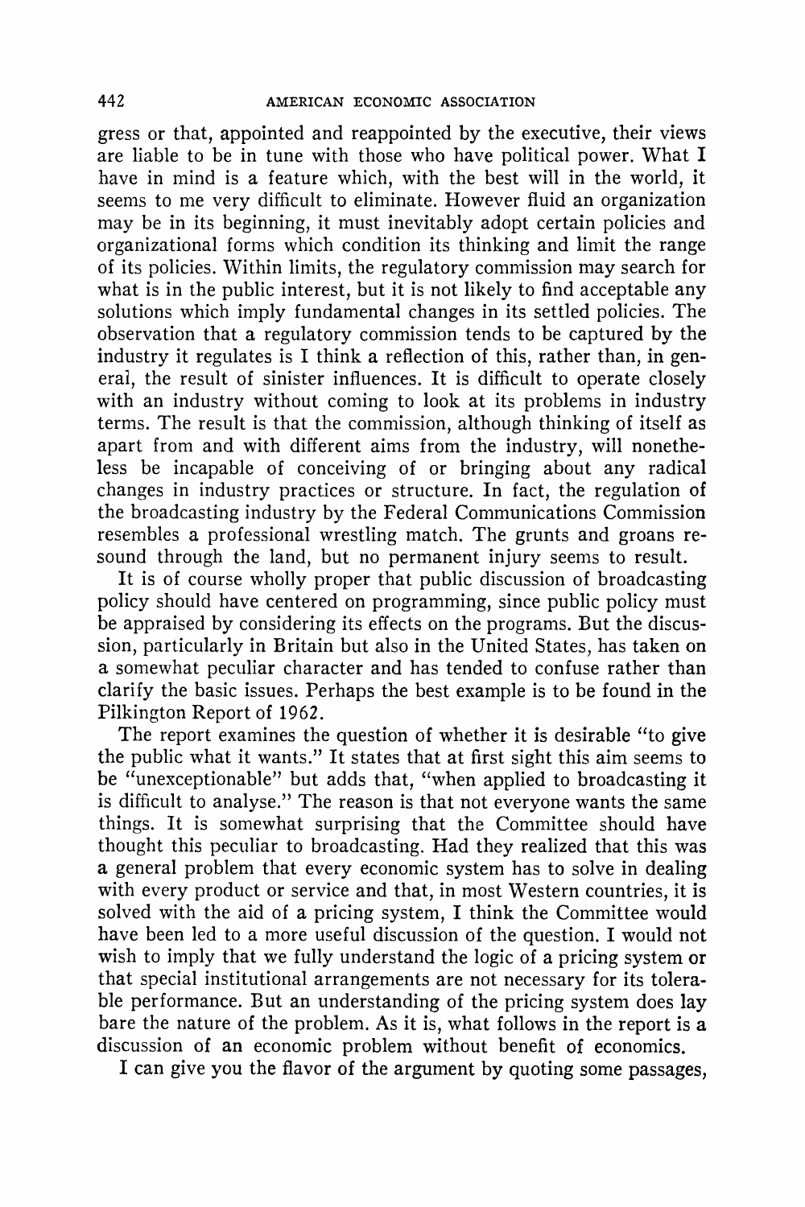gress or that, appointed and reappointed by the executive, their views are liable to be in tune with those who have political power. What I have in mind is a feature which, with the best will in the world, it seems to me very difficult to eliminate. However fluid an organization may be in its beginning, it must inevitably adopt certain policies and organizational forms which condition its thinking and limit the range of its policies. Within limits, the regulatory commission may search for what is in the public interest, but it is not likely to find acceptable any solutions which imply fundamental changes in its settled policies. The observation that a regulatory commission tends to be captured by the industry it regulates is I think a reflection of this, rather than, in general, the result of sinister influences. It is difficult to operate closely with an industry without coming to look at its problems in industry terms. The result is that the commission, although thinking of itself as apart from and with different aims from the industry, will nonetheless be incapable of conceiving of or bringing about any radical changes in industry practices or structure. In fact, the regulation of the broadcasting industry by the Federal Communications Commission resembles a professional wrestling match. The grunts and groans resound through the land, but no permanent injury seems to result.

It is of course wholly proper that public discussion of broadcasting policy should have centered on programming, since public policy must be appraised by considering its effects on the programs. But the discussion, particularly in Britain but also in the United States, has taken on a somewhat peculiar character and has tended to confuse rather than clarify the basic issues. Perhaps the best example is to be found in the Pilkington Report of 1962.

The report examines the question of whether it is desirable "to give the public what it wants." It states that at first sight this aim seems to be "unexceptionable" but adds that, "when applied to broadcasting it is difficult to analyse." The reason is that not everyone wants the same things. It is somewhat surprising that the Committee should have thought this peculiar to broadcasting. Had they realized that this was a general problem that every economic system has to solve in dealing with every product or service and that, in most Western countries, it is solved with the aid of a pricing system, I think the Committee would have been led to a more useful discussion of the question. I would not wish to imply that we fully understand the logic of a pricing system or that special institutional arrangements are not necessary for its tolerable performance. But an understanding of the pricing system does lay bare the nature of the problem. As it is, what follows in the report is a discussion of an economic problem without benefit of economics.

I can give you the flavor of the argument by quoting some passages,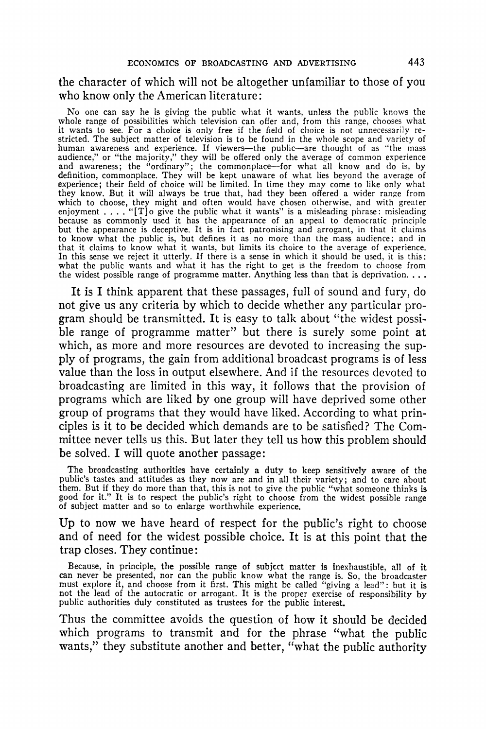the character of which will not be altogether unfamiliar to those of you who know only the American literature:

> No one can say he is giving the public what it wants, unless the public knows the whole range of possibilities which television can offer and, from this range, chooses what it wants to see. For a choice is only free if the field of choice is not unnecessarily restricted. The subject matter of television is to be found in the whole scope and variety of human awareness and experience. If viewers—the public—are thought of as "the mass audience," or "the majority," they will be offered only the average of common experience and awareness; the "ordinary"; the commonplace—for what all know and do is, by definition, commonplace. They will be kept unaware of what lies beyond the average of experience; their field of choice will be limited. In time they may come to like only what they know. But it will always be true that, had they been offered a wider range from which to choose, they might and often would have chosen otherwise, and with greater enjoyment . . . . "[T]o give the public what it wants" is a misleading phrase: misleading because as commonly used it has the appearance of an appeal to democratic principle but the appearance is deceptive. It is in fact patronising and arrogant, in that it claims to know what the public is, but defines it as no more than the mass audience; and in that it claims to know what it wants, but limits its choice to the average of experience. In this sense we reject it utterly. If there is a sense in which it should be used, it is this: what the public wants and what it has the right to get is the freedom to choose from the widest possible range of programme matter. Anything less than that is deprivation. . . .

It is I think apparent that these passages, full of sound and fury, do not give us any criteria by which to decide whether any particular program should be transmitted. It is easy to talk about "the widest possible range of programme matter" but there is surely some point at which, as more and more resources are devoted to increasing the supply of programs, the gain from additional broadcast programs is of less value than the loss in output elsewhere. And if the resources devoted to broadcasting are limited in this way, it follows that the provision of programs which are liked by one group will have deprived some other group of programs that they would have liked. According to what principles is it to be decided which demands are to be satisfied? The Committee never tells us this. But later they tell us how this problem should be solved. I will quote another passage:

> The broadcasting authorities have certainly a duty to keep sensitively aware of the public's tastes and attitudes as they now are and in all their variety; and to care about them. But if they do more than that, this is not to give the public "what someone thinks is good for it." It is to respect the public's right to choose from the widest possible range of subject matter and so to enlarge worthwhile experience.

Up to now we have heard of respect for the public's right to choose and of need for the widest possible choice. It is at this point that the trap closes. They continue:

> Because, in principle, the possible range of subject matter is inexhaustible, all of it can never be presented, nor can the public know what the range is. So, the broadcaster must explore it, and choose from it first. This might be called "giving a lead": but it is not the lead of the autocratic or arrogant. It is the proper exercise of responsibility by public authorities duly constituted as trustees for the public interest.

Thus the committee avoids the question of how it should be decided which programs to transmit and for the phrase "what the public wants," they substitute another and better, "what the public authority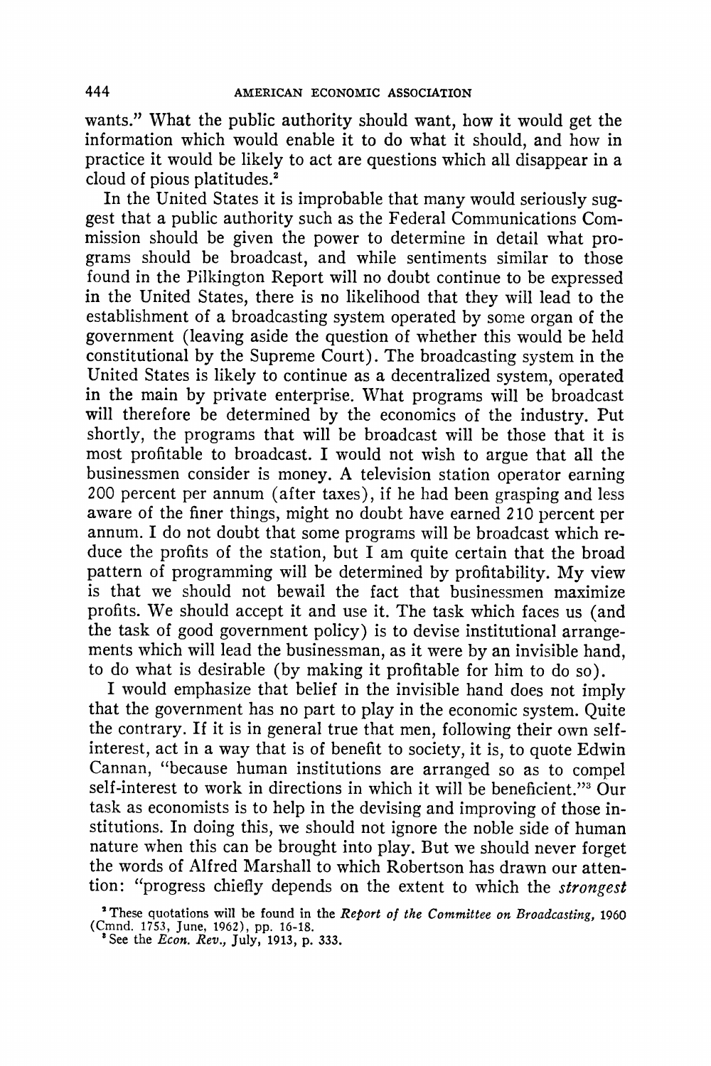wants." What the public authority should want, how it would get the information which would enable it to do what it should, and how in practice it would be likely to act are questions which all disappear in a cloud of pious platitudes.[2]

In the United States it is improbable that many would seriously suggest that a public authority such as the Federal Communications Commission should be given the power to determine in detail what programs should be broadcast, and while sentiments similar to those found in the Pilkington Report will no doubt continue to be expressed in the United States, there is no likelihood that they will lead to the establishment of a broadcasting system operated by some organ of the government (leaving aside the question of whether this would be held constitutional by the Supreme Court). The broadcasting system in the United States is likely to continue as a decentralized system, operated in the main by private enterprise. What programs will be broadcast will therefore be determined by the economics of the industry. Put shortly, the programs that will be broadcast will be those that it is most profitable to broadcast. I would not wish to argue that all the businessmen consider is money. A television station operator earning 200 percent per annum (after taxes), if he had been grasping and less aware of the finer things, might no doubt have earned 210 percent per annum. I do not doubt that some programs will be broadcast which reduce the profits of the station, but I am quite certain that the broad pattern of programming will be determined by profitability. My view is that we should not bewail the fact that businessmen maximize profits. We should accept it and use it. The task which faces us (and the task of good government policy) is to devise institutional arrangements which will lead the businessman, as it were by an invisible hand, to do what is desirable (by making it profitable for him to do so).

I would emphasize that belief in the invisible hand does not imply that the government has no part to play in the economic system. Quite the contrary. If it is in general true that men, following their own self-interest, act in a way that is of benefit to society, it is, to quote Edwin Cannan, "because human institutions are arranged so as to compel self-interest to work in directions in which it will be beneficient."[3] Our task as economists is to help in the devising and improving of those institutions. In doing this, we should not ignore the noble side of human nature when this can be brought into play. But we should never forget the words of Alfred Marshall to which Robertson has drawn our attention: "progress chiefly depends on the extent to which the *strongest*

[2] These quotations will be found in the *Report of the Committee on Broadcasting, 1960* (Cmnd. 1753, June, 1962), pp. 16-18.

[3] See the *Econ. Rev.*, July, 1913, p. 333.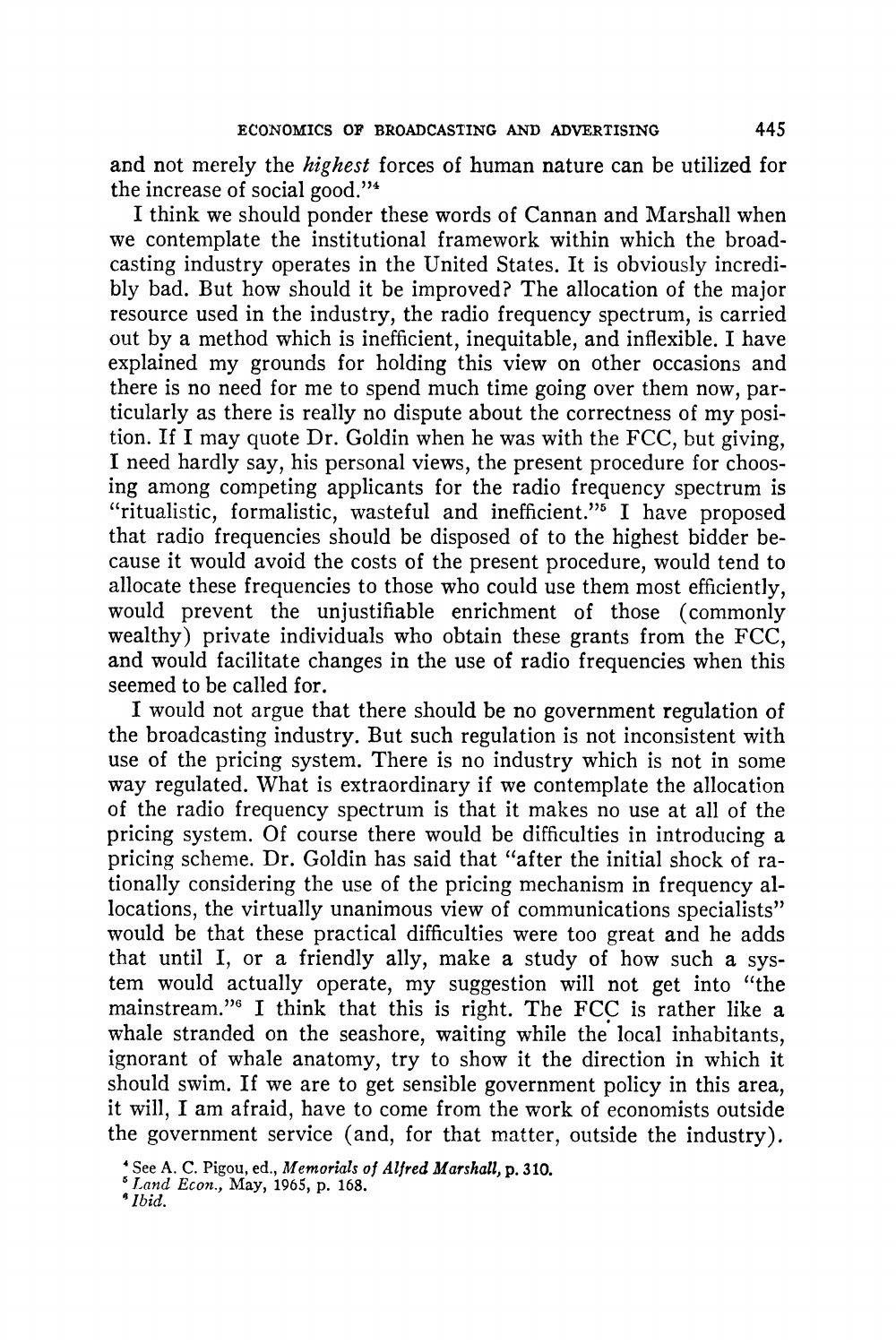and not merely the *highest* forces of human nature can be utilized for the increase of social good."[4]

I think we should ponder these words of Cannan and Marshall when we contemplate the institutional framework within which the broadcasting industry operates in the United States. It is obviously incredibly bad. But how should it be improved? The allocation of the major resource used in the industry, the radio frequency spectrum, is carried out by a method which is inefficient, inequitable, and inflexible. I have explained my grounds for holding this view on other occasions and there is no need for me to spend much time going over them now, particularly as there is really no dispute about the correctness of my position. If I may quote Dr. Goldin when he was with the FCC, but giving, I need hardly say, his personal views, the present procedure for choosing among competing applicants for the radio frequency spectrum is "ritualistic, formalistic, wasteful and inefficient."[5] I have proposed that radio frequencies should be disposed of to the highest bidder because it would avoid the costs of the present procedure, would tend to allocate these frequencies to those who could use them most efficiently, would prevent the unjustifiable enrichment of those (commonly wealthy) private individuals who obtain these grants from the FCC, and would facilitate changes in the use of radio frequencies when this seemed to be called for.

I would not argue that there should be no government regulation of the broadcasting industry. But such regulation is not inconsistent with use of the pricing system. There is no industry which is not in some way regulated. What is extraordinary if we contemplate the allocation of the radio frequency spectrum is that it makes no use at all of the pricing system. Of course there would be difficulties in introducing a pricing scheme. Dr. Goldin has said that "after the initial shock of rationally considering the use of the pricing mechanism in frequency allocations, the virtually unanimous view of communications specialists" would be that these practical difficulties were too great and he adds that until I, or a friendly ally, make a study of how such a system would actually operate, my suggestion will not get into "the mainstream."[6] I think that this is right. The FCC is rather like a whale stranded on the seashore, waiting while the local inhabitants, ignorant of whale anatomy, try to show it the direction in which it should swim. If we are to get sensible government policy in this area, it will, I am afraid, have to come from the work of economists outside the government service (and, for that matter, outside the industry).

[4] See A. C. Pigou, ed., *Memorials of Alfred Marshall*, p. 310.

[5] *Land Econ.*, May, 1965, p. 168.

[6] *Ibid.*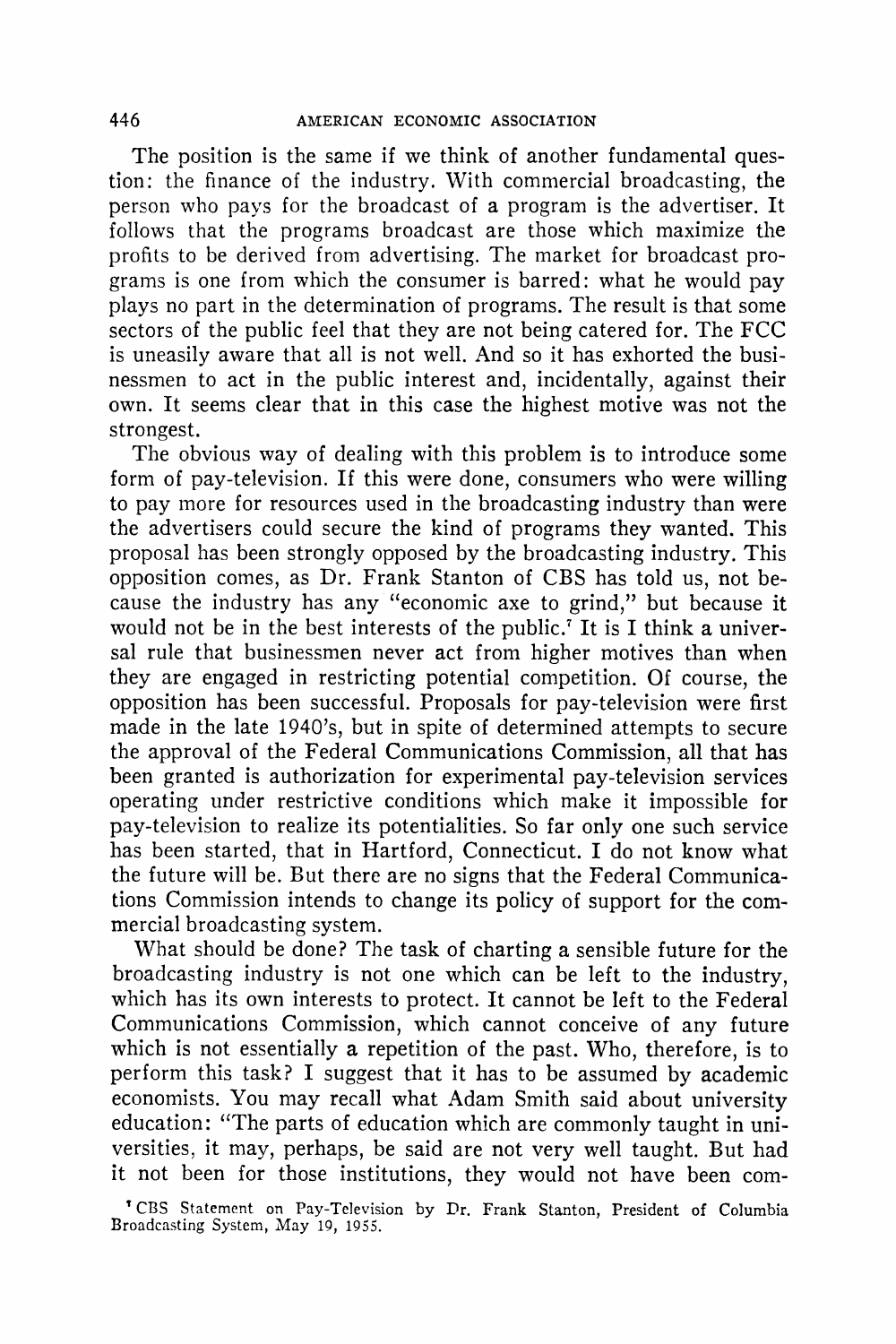The position is the same if we think of another fundamental question: the finance of the industry. With commercial broadcasting, the person who pays for the broadcast of a program is the advertiser. It follows that the programs broadcast are those which maximize the profits to be derived from advertising. The market for broadcast programs is one from which the consumer is barred: what he would pay plays no part in the determination of programs. The result is that some sectors of the public feel that they are not being catered for. The FCC is uneasily aware that all is not well. And so it has exhorted the businessmen to act in the public interest and, incidentally, against their own. It seems clear that in this case the highest motive was not the strongest.

The obvious way of dealing with this problem is to introduce some form of pay-television. If this were done, consumers who were willing to pay more for resources used in the broadcasting industry than were the advertisers could secure the kind of programs they wanted. This proposal has been strongly opposed by the broadcasting industry. This opposition comes, as Dr. Frank Stanton of CBS has told us, not because the industry has any "economic axe to grind," but because it would not be in the best interests of the public.[7] It is I think a universal rule that businessmen never act from higher motives than when they are engaged in restricting potential competition. Of course, the opposition has been successful. Proposals for pay-television were first made in the late 1940's, but in spite of determined attempts to secure the approval of the Federal Communications Commission, all that has been granted is authorization for experimental pay-television services operating under restrictive conditions which make it impossible for pay-television to realize its potentialities. So far only one such service has been started, that in Hartford, Connecticut. I do not know what the future will be. But there are no signs that the Federal Communications Commission intends to change its policy of support for the commercial broadcasting system.

What should be done? The task of charting a sensible future for the broadcasting industry is not one which can be left to the industry, which has its own interests to protect. It cannot be left to the Federal Communications Commission, which cannot conceive of any future which is not essentially a repetition of the past. Who, therefore, is to perform this task? I suggest that it has to be assumed by academic economists. You may recall what Adam Smith said about university education: "The parts of education which are commonly taught in universities, it may, perhaps, be said are not very well taught. But had it not been for those institutions, they would not have been com-

[7] CBS Statement on Pay-Television by Dr. Frank Stanton, President of Columbia Broadcasting System, May 19, 1955.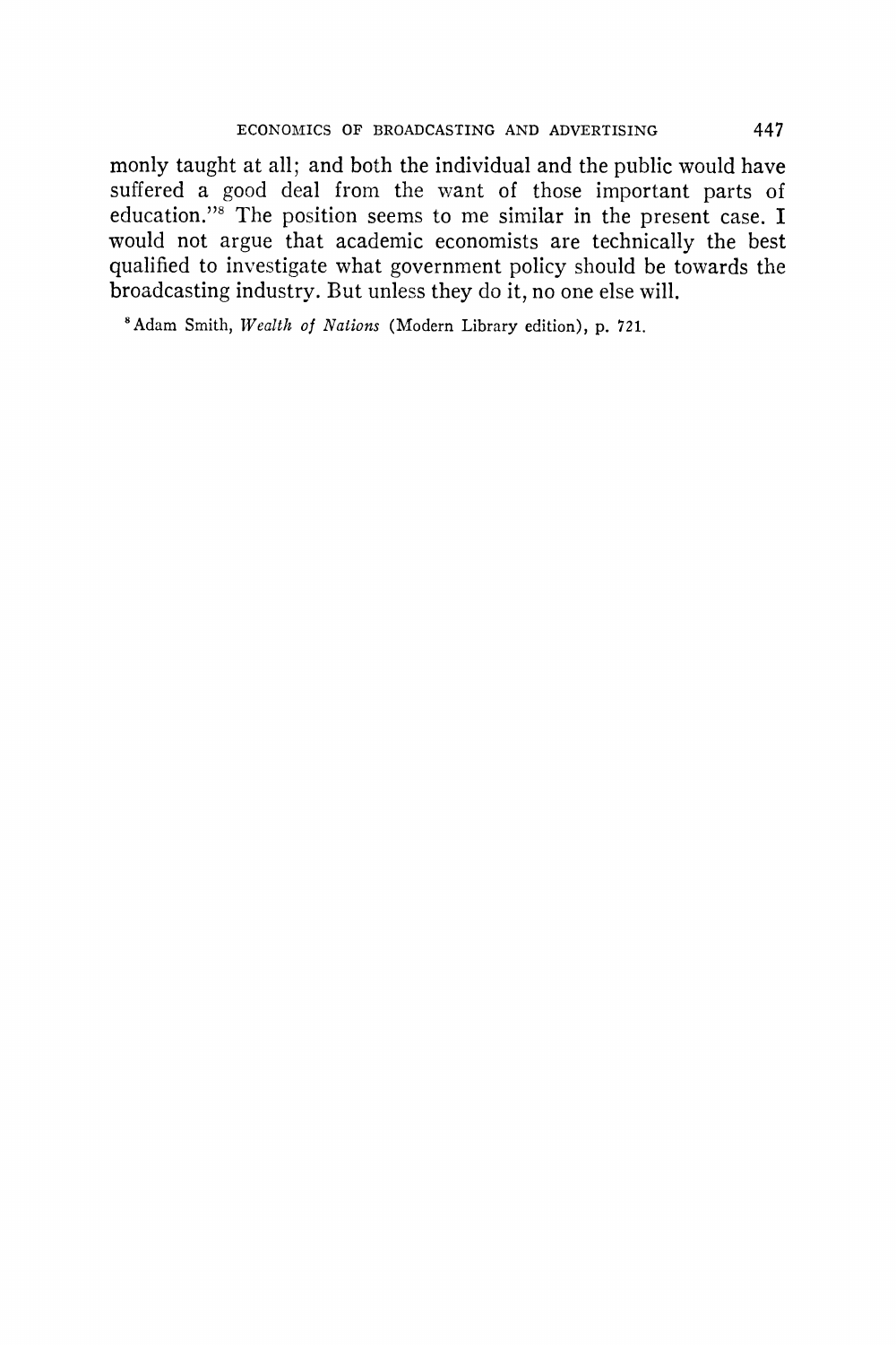monly taught at all; and both the individual and the public would have suffered a good deal from the want of those important parts of education."[8] The position seems to me similar in the present case. I would not argue that academic economists are technically the best qualified to investigate what government policy should be towards the broadcasting industry. But unless they do it, no one else will.

[8] Adam Smith, *Wealth of Nations* (Modern Library edition), p. 721.